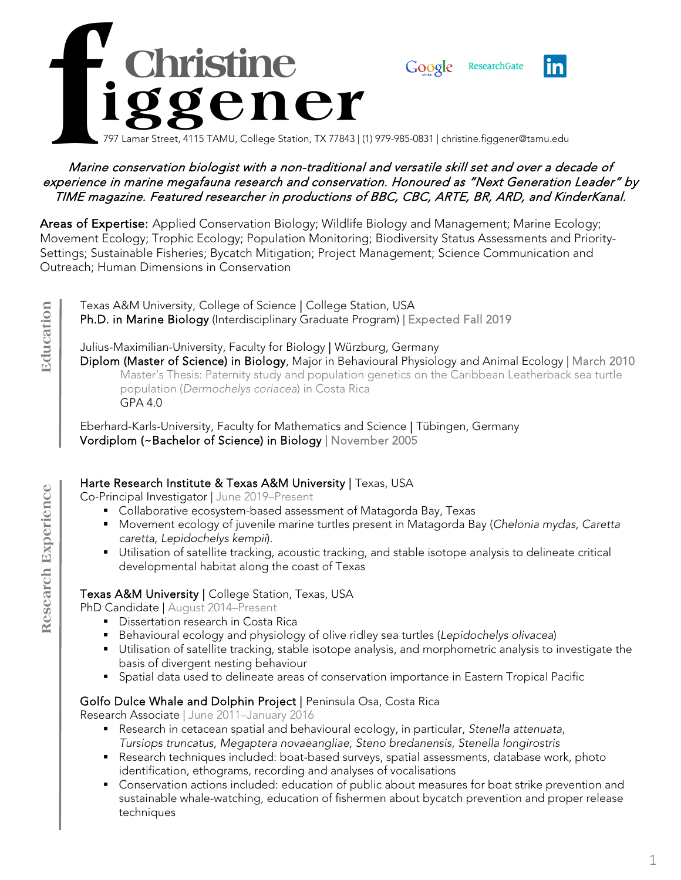# Christine Figgener

Google ResearchGate LinkedIn

797 Lamar Street, 4115 TAMU, College Station, TX 77843 | (1) 979-985-0831 | christine.figgener@tamu.edu

*Marine conservation biologist with a non-traditional and versatile skill set and over a decade of experience in marine megafauna research and conservation. Honoured as "Next Generation Leader" by TIME magazine. Featured researcher in productions of BBC, CBC, ARTE, BR, ARD, and KinderKanal.*

**Areas of Expertise:** Applied Conservation Biology; Wildlife Biology and Management; Marine Ecology; Movement Ecology; Trophic Ecology; Population Monitoring; Biodiversity Status Assessments and Priority-Settings; Sustainable Fisheries; Bycatch Mitigation; Project Management; Science Communication and Outreach; Human Dimensions in Conservation

## Education

Texas A&M University, College of Science | College Station, USA
**Ph.D. in Marine Biology** (Interdisciplinary Graduate Program) | Expected Fall 2019

Julius-Maximilian-University, Faculty for Biology | Würzburg, Germany
**Diplom (Master of Science) in Biology**, Major in Behavioural Physiology and Animal Ecology | March 2010
Master's Thesis: Paternity study and population genetics on the Caribbean Leatherback sea turtle population (*Dermochelys coriacea*) in Costa Rica
GPA 4.0

Eberhard-Karls-University, Faculty for Mathematics and Science | Tübingen, Germany
**Vordiplom (~Bachelor of Science) in Biology** | November 2005

## Research Experience

**Harte Research Institute & Texas A&M University** | Texas, USA
Co-Principal Investigator | June 2019–Present

- Collaborative ecosystem-based assessment of Matagorda Bay, Texas
- Movement ecology of juvenile marine turtles present in Matagorda Bay (*Chelonia mydas*, *Caretta caretta*, *Lepidochelys kempii*).
- Utilisation of satellite tracking, acoustic tracking, and stable isotope analysis to delineate critical developmental habitat along the coast of Texas

**Texas A&M University** | College Station, Texas, USA
PhD Candidate | August 2014–Present

- Dissertation research in Costa Rica
- Behavioural ecology and physiology of olive ridley sea turtles (*Lepidochelys olivacea*)
- Utilisation of satellite tracking, stable isotope analysis, and morphometric analysis to investigate the basis of divergent nesting behaviour
- Spatial data used to delineate areas of conservation importance in Eastern Tropical Pacific

**Golfo Dulce Whale and Dolphin Project** | Peninsula Osa, Costa Rica
Research Associate | June 2011–January 2016

- Research in cetacean spatial and behavioural ecology, in particular, *Stenella attenuata*, *Tursiops truncatus*, *Megaptera novaeangliae*, *Steno bredanensis*, *Stenella longirostris*
- Research techniques included: boat-based surveys, spatial assessments, database work, photo identification, ethograms, recording and analyses of vocalisations
- Conservation actions included: education of public about measures for boat strike prevention and sustainable whale-watching, education of fishermen about bycatch prevention and proper release techniques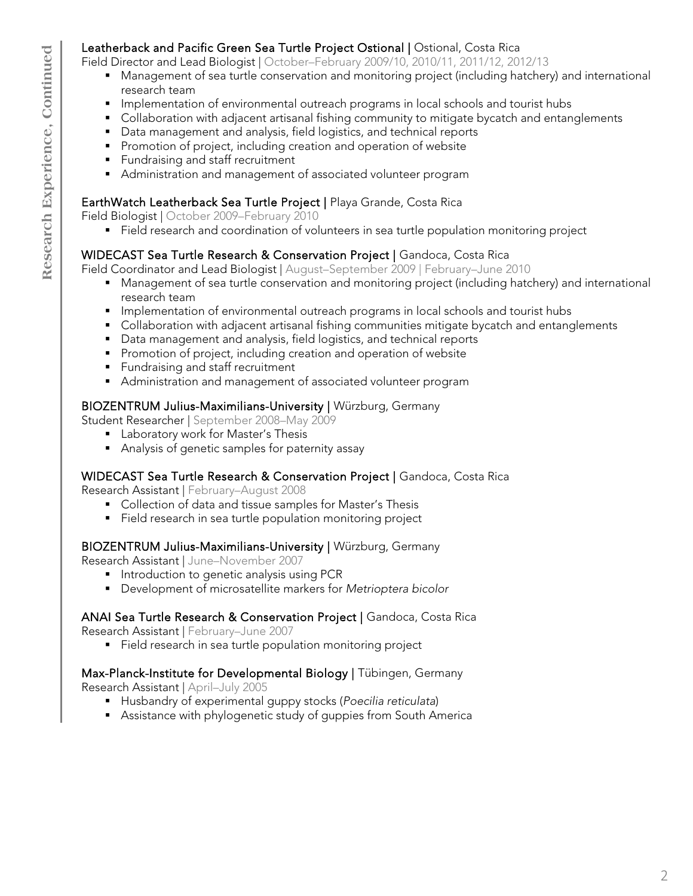## Research Experience, Continued

**Leatherback and Pacific Green Sea Turtle Project Ostional |** Ostional, Costa Rica
Field Director and Lead Biologist | October–February 2009/10, 2010/11, 2011/12, 2012/13

- Management of sea turtle conservation and monitoring project (including hatchery) and international research team
- Implementation of environmental outreach programs in local schools and tourist hubs
- Collaboration with adjacent artisanal fishing community to mitigate bycatch and entanglements
- Data management and analysis, field logistics, and technical reports
- Promotion of project, including creation and operation of website
- Fundraising and staff recruitment
- Administration and management of associated volunteer program

**EarthWatch Leatherback Sea Turtle Project |** Playa Grande, Costa Rica
Field Biologist | October 2009–February 2010

- Field research and coordination of volunteers in sea turtle population monitoring project

**WIDECAST Sea Turtle Research & Conservation Project |** Gandoca, Costa Rica
Field Coordinator and Lead Biologist | August–September 2009 | February–June 2010

- Management of sea turtle conservation and monitoring project (including hatchery) and international research team
- Implementation of environmental outreach programs in local schools and tourist hubs
- Collaboration with adjacent artisanal fishing communities mitigate bycatch and entanglements
- Data management and analysis, field logistics, and technical reports
- Promotion of project, including creation and operation of website
- Fundraising and staff recruitment
- Administration and management of associated volunteer program

**BIOZENTRUM Julius-Maximilians-University |** Würzburg, Germany
Student Researcher | September 2008–May 2009

- Laboratory work for Master's Thesis
- Analysis of genetic samples for paternity assay

**WIDECAST Sea Turtle Research & Conservation Project |** Gandoca, Costa Rica
Research Assistant | February–August 2008

- Collection of data and tissue samples for Master's Thesis
- Field research in sea turtle population monitoring project

**BIOZENTRUM Julius-Maximilians-University |** Würzburg, Germany
Research Assistant | June–November 2007

- Introduction to genetic analysis using PCR
- Development of microsatellite markers for *Metrioptera bicolor*

**ANAI Sea Turtle Research & Conservation Project |** Gandoca, Costa Rica
Research Assistant | February–June 2007

- Field research in sea turtle population monitoring project

**Max-Planck-Institute for Developmental Biology |** Tübingen, Germany
Research Assistant | April–July 2005

- Husbandry of experimental guppy stocks (*Poecilia reticulata*)
- Assistance with phylogenetic study of guppies from South America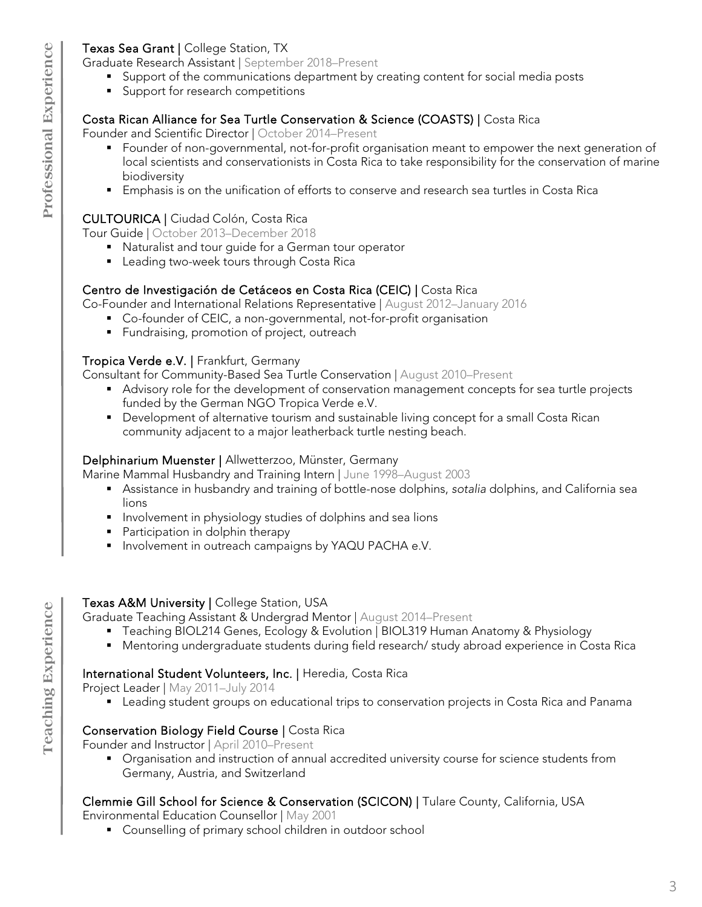## Professional Experience

**Texas Sea Grant** | College Station, TX

Graduate Research Assistant | September 2018–Present

- Support of the communications department by creating content for social media posts
- Support for research competitions

**Costa Rican Alliance for Sea Turtle Conservation & Science (COASTS)** | Costa Rica

Founder and Scientific Director | October 2014–Present

- Founder of non-governmental, not-for-profit organisation meant to empower the next generation of local scientists and conservationists in Costa Rica to take responsibility for the conservation of marine biodiversity
- Emphasis is on the unification of efforts to conserve and research sea turtles in Costa Rica

**CULTOURICA** | Ciudad Colón, Costa Rica

Tour Guide | October 2013–December 2018

- Naturalist and tour guide for a German tour operator
- Leading two-week tours through Costa Rica

**Centro de Investigación de Cetáceos en Costa Rica (CEIC)** | Costa Rica

Co-Founder and International Relations Representative | August 2012–January 2016

- Co-founder of CEIC, a non-governmental, not-for-profit organisation
- Fundraising, promotion of project, outreach

**Tropica Verde e.V.** | Frankfurt, Germany

Consultant for Community-Based Sea Turtle Conservation | August 2010–Present

- Advisory role for the development of conservation management concepts for sea turtle projects funded by the German NGO Tropica Verde e.V.
- Development of alternative tourism and sustainable living concept for a small Costa Rican community adjacent to a major leatherback turtle nesting beach.

**Delphinarium Muenster** | Allwetterzoo, Münster, Germany

Marine Mammal Husbandry and Training Intern | June 1998–August 2003

- Assistance in husbandry and training of bottle-nose dolphins, *sotalia* dolphins, and California sea lions
- Involvement in physiology studies of dolphins and sea lions
- Participation in dolphin therapy
- Involvement in outreach campaigns by YAQU PACHA e.V.

## Teaching Experience

**Texas A&M University** | College Station, USA

Graduate Teaching Assistant & Undergrad Mentor | August 2014–Present

- Teaching BIOL214 Genes, Ecology & Evolution | BIOL319 Human Anatomy & Physiology
- Mentoring undergraduate students during field research/ study abroad experience in Costa Rica

**International Student Volunteers, Inc.** | Heredia, Costa Rica

Project Leader | May 2011–July 2014

- Leading student groups on educational trips to conservation projects in Costa Rica and Panama

**Conservation Biology Field Course** | Costa Rica

Founder and Instructor | April 2010–Present

- Organisation and instruction of annual accredited university course for science students from Germany, Austria, and Switzerland

**Clemmie Gill School for Science & Conservation (SCICON)** | Tulare County, California, USA

Environmental Education Counsellor | May 2001

- Counselling of primary school children in outdoor school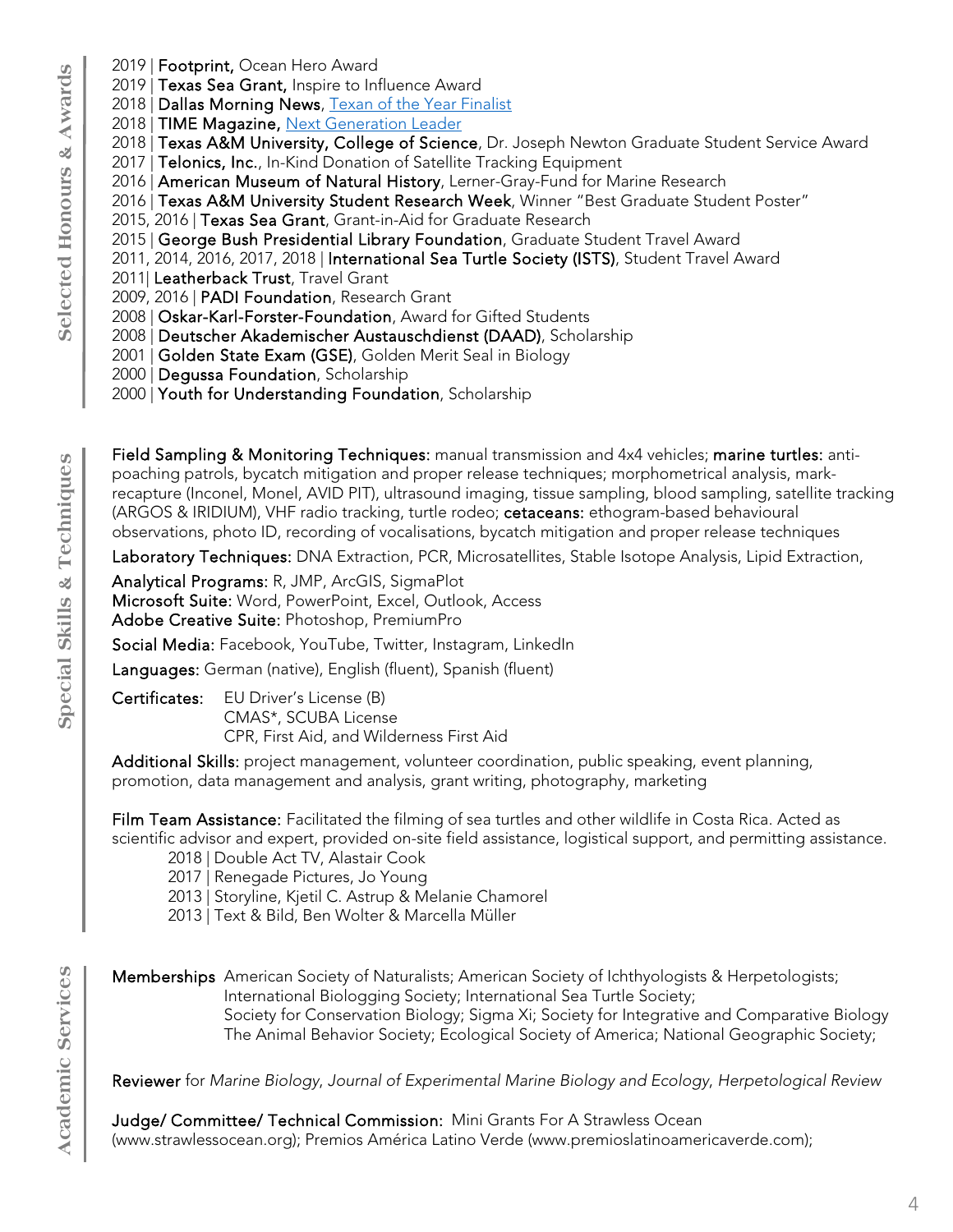## Selected Honours & Awards

2019 | **Footprint,** Ocean Hero Award
2019 | **Texas Sea Grant,** Inspire to Influence Award
2018 | **Dallas Morning News,** [Texan of the Year Finalist]
2018 | **TIME Magazine,** [Next Generation Leader]
2018 | **Texas A&M University, College of Science**, Dr. Joseph Newton Graduate Student Service Award
2017 | **Telonics, Inc.**, In-Kind Donation of Satellite Tracking Equipment
2016 | **American Museum of Natural History**, Lerner-Gray-Fund for Marine Research
2016 | **Texas A&M University Student Research Week**, Winner "Best Graduate Student Poster"
2015, 2016 | **Texas Sea Grant**, Grant-in-Aid for Graduate Research
2015 | **George Bush Presidential Library Foundation**, Graduate Student Travel Award
2011, 2014, 2016, 2017, 2018 | **International Sea Turtle Society (ISTS)**, Student Travel Award
2011| **Leatherback Trust**, Travel Grant
2009, 2016 | **PADI Foundation**, Research Grant
2008 | **Oskar-Karl-Forster-Foundation**, Award for Gifted Students
2008 | **Deutscher Akademischer Austauschdienst (DAAD)**, Scholarship
2001 | **Golden State Exam (GSE)**, Golden Merit Seal in Biology
2000 | **Degussa Foundation**, Scholarship
2000 | **Youth for Understanding Foundation**, Scholarship

## Special Skills & Techniques

**Field Sampling & Monitoring Techniques:** manual transmission and 4x4 vehicles; **marine turtles:** anti-poaching patrols, bycatch mitigation and proper release techniques; morphometrical analysis, mark-recapture (Inconel, Monel, AVID PIT), ultrasound imaging, tissue sampling, blood sampling, satellite tracking (ARGOS & IRIDIUM), VHF radio tracking, turtle rodeo; **cetaceans:** ethogram-based behavioural observations, photo ID, recording of vocalisations, bycatch mitigation and proper release techniques

**Laboratory Techniques:** DNA Extraction, PCR, Microsatellites, Stable Isotope Analysis, Lipid Extraction,

**Analytical Programs:** R, JMP, ArcGIS, SigmaPlot
**Microsoft Suite:** Word, PowerPoint, Excel, Outlook, Access
**Adobe Creative Suite:** Photoshop, PremiumPro

**Social Media:** Facebook, YouTube, Twitter, Instagram, LinkedIn

**Languages:** German (native), English (fluent), Spanish (fluent)

**Certificates:** EU Driver's License (B)
CMAS*, SCUBA License
CPR, First Aid, and Wilderness First Aid

**Additional Skills:** project management, volunteer coordination, public speaking, event planning, promotion, data management and analysis, grant writing, photography, marketing

**Film Team Assistance:** Facilitated the filming of sea turtles and other wildlife in Costa Rica. Acted as scientific advisor and expert, provided on-site field assistance, logistical support, and permitting assistance.

- 2018 | Double Act TV, Alastair Cook
- 2017 | Renegade Pictures, Jo Young
- 2013 | Storyline, Kjetil C. Astrup & Melanie Chamorel
- 2013 | Text & Bild, Ben Wolter & Marcella Müller

## Academic Services

**Memberships** American Society of Naturalists; American Society of Ichthyologists & Herpetologists; International Biologging Society; International Sea Turtle Society; Society for Conservation Biology; Sigma Xi; Society for Integrative and Comparative Biology The Animal Behavior Society; Ecological Society of America; National Geographic Society;

**Reviewer** for *Marine Biology*, *Journal of Experimental Marine Biology and Ecology*, *Herpetological Review*

**Judge/ Committee/ Technical Commission:** Mini Grants For A Strawless Ocean (www.strawlessocean.org); Premios América Latino Verde (www.premioslatinoamericaverde.com);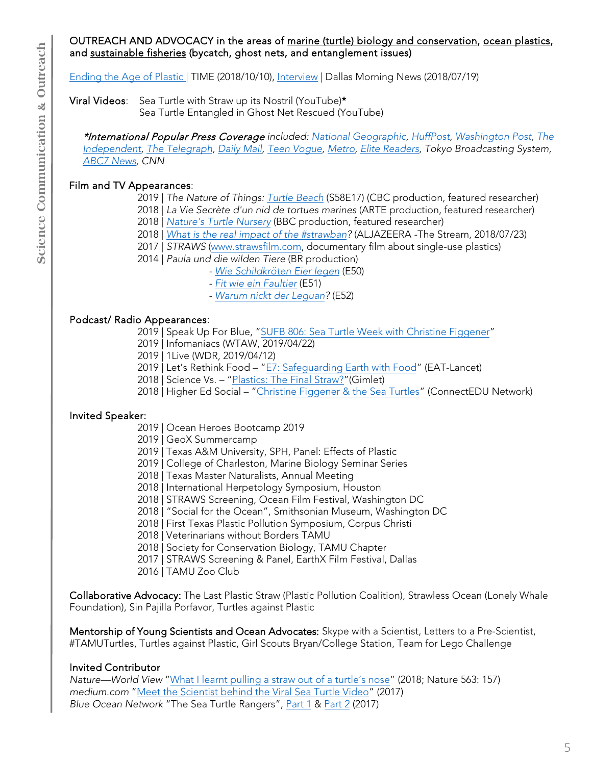OUTREACH AND ADVOCACY in the areas of marine (turtle) biology and conservation, ocean plastics, and sustainable fisheries (bycatch, ghost nets, and entanglement issues)

Ending the Age of Plastic | TIME (2018/10/10), Interview | Dallas Morning News (2018/07/19)

Viral Videos: Sea Turtle with Straw up its Nostril (YouTube)*
Sea Turtle Entangled in Ghost Net Rescued (YouTube)

*\*International Popular Press Coverage included: National Geographic, HuffPost, Washington Post, The Independent, The Telegraph, Daily Mail, Teen Vogue, Metro, Elite Readers, Tokyo Broadcasting System, ABC7 News, CNN*

Film and TV Appearances:

2019 | *The Nature of Things: Turtle Beach* (S58E17) (CBC production, featured researcher)
2018 | *La Vie Secrète d'un nid de tortues marines* (ARTE production, featured researcher)
2018 | *Nature's Turtle Nursery* (BBC production, featured researcher)
2018 | *What is the real impact of the #strawban?* (ALJAZEERA -The Stream, 2018/07/23)
2017 | *STRAWS* (www.strawsfilm.com, documentary film about single-use plastics)
2014 | *Paula und die wilden Tiere* (BR production)
- *Wie Schildkröten Eier legen* (E50)
- *Fit wie ein Faultier* (E51)
- *Warum nickt der Leguan?* (E52)

Podcast/ Radio Appearances:

2019 | Speak Up For Blue, "SUFB 806: Sea Turtle Week with Christine Figgener"
2019 | Infomaniacs (WTAW, 2019/04/22)
2019 | 1Live (WDR, 2019/04/12)
2019 | Let's Rethink Food – "E7: Safeguarding Earth with Food" (EAT-Lancet)
2018 | Science Vs. – "Plastics: The Final Straw?"(Gimlet)
2018 | Higher Ed Social – "Christine Figgener & the Sea Turtles" (ConnectEDU Network)

Invited Speaker:

2019 | Ocean Heroes Bootcamp 2019
2019 | GeoX Summercamp
2019 | Texas A&M University, SPH, Panel: Effects of Plastic
2019 | College of Charleston, Marine Biology Seminar Series
2018 | Texas Master Naturalists, Annual Meeting
2018 | International Herpetology Symposium, Houston
2018 | STRAWS Screening, Ocean Film Festival, Washington DC
2018 | "Social for the Ocean", Smithsonian Museum, Washington DC
2018 | First Texas Plastic Pollution Symposium, Corpus Christi
2018 | Veterinarians without Borders TAMU
2018 | Society for Conservation Biology, TAMU Chapter
2017 | STRAWS Screening & Panel, EarthX Film Festival, Dallas
2016 | TAMU Zoo Club

Collaborative Advocacy: The Last Plastic Straw (Plastic Pollution Coalition), Strawless Ocean (Lonely Whale Foundation), Sin Pajilla Porfavor, Turtles against Plastic

Mentorship of Young Scientists and Ocean Advocates: Skype with a Scientist, Letters to a Pre-Scientist, #TAMUTurtles, Turtles against Plastic, Girl Scouts Bryan/College Station, Team for Lego Challenge

Invited Contributor

*Nature—World View* "What I learnt pulling a straw out of a turtle's nose" (2018; Nature 563: 157)
*medium.com* "Meet the Scientist behind the Viral Sea Turtle Video" (2017)
*Blue Ocean Network* "The Sea Turtle Rangers", Part 1 & Part 2 (2017)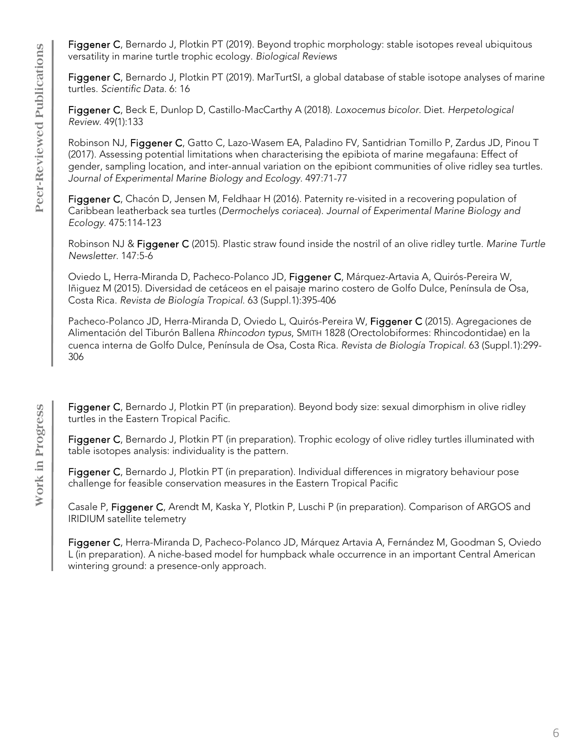## Peer-Reviewed Publications

**Figgener C**, Bernardo J, Plotkin PT (2019). Beyond trophic morphology: stable isotopes reveal ubiquitous versatility in marine turtle trophic ecology. *Biological Reviews*

**Figgener C**, Bernardo J, Plotkin PT (2019). MarTurtSI, a global database of stable isotope analyses of marine turtles. *Scientific Data*. 6: 16

**Figgener C**, Beck E, Dunlop D, Castillo-MacCarthy A (2018). *Loxocemus bicolor*. Diet. *Herpetological Review*. 49(1):133

Robinson NJ, **Figgener C**, Gatto C, Lazo-Wasem EA, Paladino FV, Santidrian Tomillo P, Zardus JD, Pinou T (2017). Assessing potential limitations when characterising the epibiota of marine megafauna: Effect of gender, sampling location, and inter-annual variation on the epibiont communities of olive ridley sea turtles. *Journal of Experimental Marine Biology and Ecology*. 497:71-77

**Figgener C**, Chacón D, Jensen M, Feldhaar H (2016). Paternity re-visited in a recovering population of Caribbean leatherback sea turtles (*Dermochelys coriacea*). *Journal of Experimental Marine Biology and Ecology*. 475:114-123

Robinson NJ & **Figgener C** (2015). Plastic straw found inside the nostril of an olive ridley turtle. *Marine Turtle Newsletter*. 147:5-6

Oviedo L, Herra-Miranda D, Pacheco-Polanco JD, **Figgener C**, Márquez-Artavia A, Quirós-Pereira W, Iñiguez M (2015). Diversidad de cetáceos en el paisaje marino costero de Golfo Dulce, Península de Osa, Costa Rica. *Revista de Biología Tropical*. 63 (Suppl.1):395-406

Pacheco-Polanco JD, Herra-Miranda D, Oviedo L, Quirós-Pereira W, **Figgener C** (2015). Agregaciones de Alimentación del Tiburón Ballena *Rhincodon typus*, SMITH 1828 (Orectolobiformes: Rhincodontidae) en la cuenca interna de Golfo Dulce, Península de Osa, Costa Rica. *Revista de Biología Tropical*. 63 (Suppl.1):299-306

## Work in Progress

**Figgener C**, Bernardo J, Plotkin PT (in preparation). Beyond body size: sexual dimorphism in olive ridley turtles in the Eastern Tropical Pacific.

**Figgener C**, Bernardo J, Plotkin PT (in preparation). Trophic ecology of olive ridley turtles illuminated with table isotopes analysis: individuality is the pattern.

**Figgener C**, Bernardo J, Plotkin PT (in preparation). Individual differences in migratory behaviour pose challenge for feasible conservation measures in the Eastern Tropical Pacific

Casale P, **Figgener C**, Arendt M, Kaska Y, Plotkin P, Luschi P (in preparation). Comparison of ARGOS and IRIDIUM satellite telemetry

**Figgener C**, Herra-Miranda D, Pacheco-Polanco JD, Márquez Artavia A, Fernández M, Goodman S, Oviedo L (in preparation). A niche-based model for humpback whale occurrence in an important Central American wintering ground: a presence-only approach.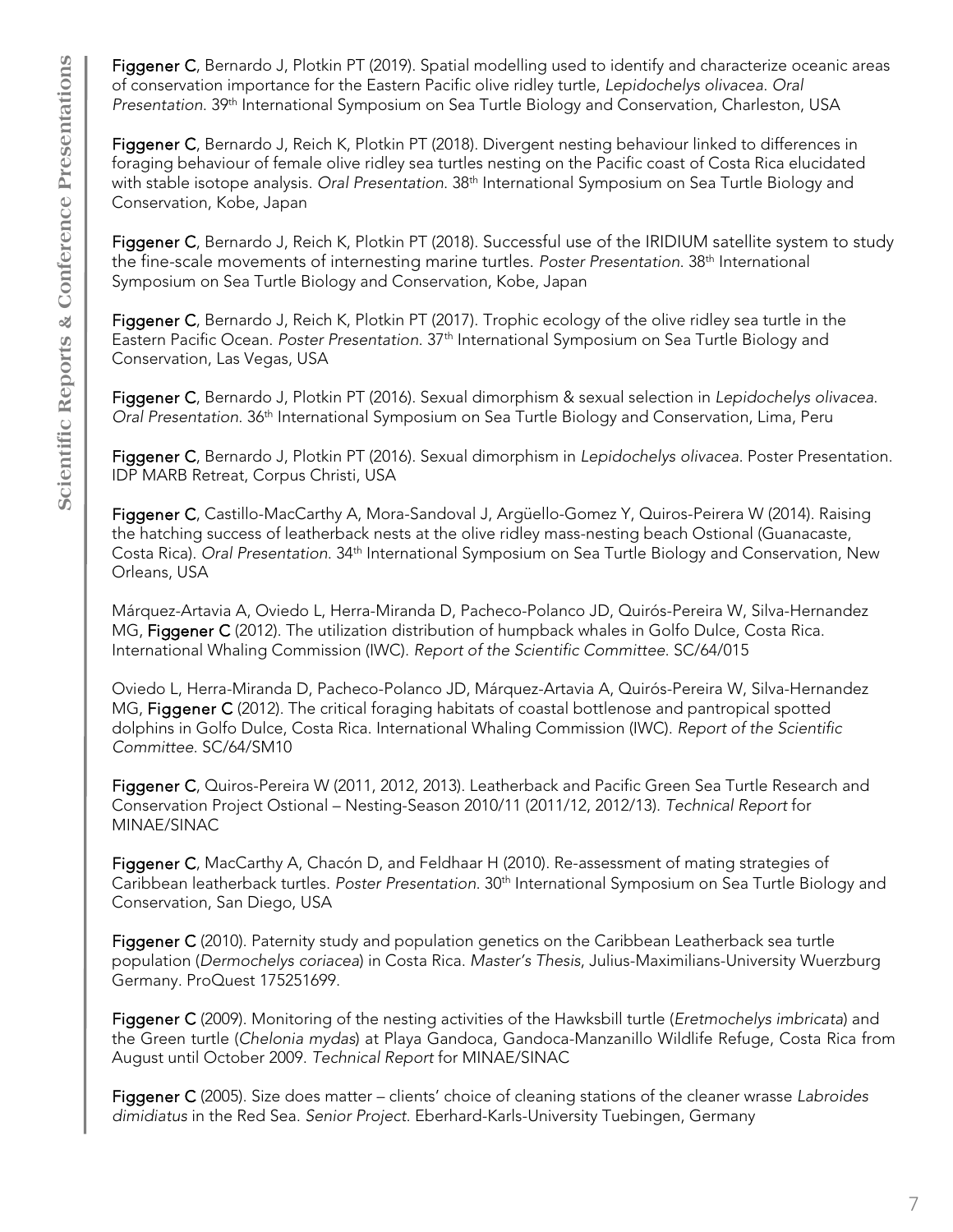**Figgener C**, Bernardo J, Plotkin PT (2019). Spatial modelling used to identify and characterize oceanic areas of conservation importance for the Eastern Pacific olive ridley turtle, *Lepidochelys olivacea*. *Oral Presentation.* 39th International Symposium on Sea Turtle Biology and Conservation, Charleston, USA

**Figgener C**, Bernardo J, Reich K, Plotkin PT (2018). Divergent nesting behaviour linked to differences in foraging behaviour of female olive ridley sea turtles nesting on the Pacific coast of Costa Rica elucidated with stable isotope analysis. *Oral Presentation.* 38th International Symposium on Sea Turtle Biology and Conservation, Kobe, Japan

**Figgener C**, Bernardo J, Reich K, Plotkin PT (2018). Successful use of the IRIDIUM satellite system to study the fine-scale movements of internesting marine turtles. *Poster Presentation.* 38th International Symposium on Sea Turtle Biology and Conservation, Kobe, Japan

**Figgener C**, Bernardo J, Reich K, Plotkin PT (2017). Trophic ecology of the olive ridley sea turtle in the Eastern Pacific Ocean. *Poster Presentation.* 37th International Symposium on Sea Turtle Biology and Conservation, Las Vegas, USA

**Figgener C**, Bernardo J, Plotkin PT (2016). Sexual dimorphism & sexual selection in *Lepidochelys olivacea*. *Oral Presentation.* 36th International Symposium on Sea Turtle Biology and Conservation, Lima, Peru

**Figgener C**, Bernardo J, Plotkin PT (2016). Sexual dimorphism in *Lepidochelys olivacea*. Poster Presentation. IDP MARB Retreat, Corpus Christi, USA

**Figgener C**, Castillo-MacCarthy A, Mora-Sandoval J, Argüello-Gomez Y, Quiros-Peirera W (2014). Raising the hatching success of leatherback nests at the olive ridley mass-nesting beach Ostional (Guanacaste, Costa Rica). *Oral Presentation.* 34th International Symposium on Sea Turtle Biology and Conservation, New Orleans, USA

Márquez-Artavia A, Oviedo L, Herra-Miranda D, Pacheco-Polanco JD, Quirós-Pereira W, Silva-Hernandez MG, **Figgener C** (2012). The utilization distribution of humpback whales in Golfo Dulce, Costa Rica. International Whaling Commission (IWC). *Report of the Scientific Committee.* SC/64/015

Oviedo L, Herra-Miranda D, Pacheco-Polanco JD, Márquez-Artavia A, Quirós-Pereira W, Silva-Hernandez MG, **Figgener C** (2012). The critical foraging habitats of coastal bottlenose and pantropical spotted dolphins in Golfo Dulce, Costa Rica. International Whaling Commission (IWC). *Report of the Scientific Committee.* SC/64/SM10

**Figgener C**, Quiros-Pereira W (2011, 2012, 2013). Leatherback and Pacific Green Sea Turtle Research and Conservation Project Ostional – Nesting-Season 2010/11 (2011/12, 2012/13). *Technical Report* for MINAE/SINAC

**Figgener C**, MacCarthy A, Chacón D, and Feldhaar H (2010). Re-assessment of mating strategies of Caribbean leatherback turtles. *Poster Presentation.* 30th International Symposium on Sea Turtle Biology and Conservation, San Diego, USA

**Figgener C** (2010). Paternity study and population genetics on the Caribbean Leatherback sea turtle population (*Dermochelys coriacea*) in Costa Rica. *Master's Thesis*, Julius-Maximilians-University Wuerzburg Germany. ProQuest 175251699.

**Figgener C** (2009). Monitoring of the nesting activities of the Hawksbill turtle (*Eretmochelys imbricata*) and the Green turtle (*Chelonia mydas*) at Playa Gandoca, Gandoca-Manzanillo Wildlife Refuge, Costa Rica from August until October 2009. *Technical Report* for MINAE/SINAC

**Figgener C** (2005). Size does matter – clients' choice of cleaning stations of the cleaner wrasse *Labroides dimidiatus* in the Red Sea. *Senior Project.* Eberhard-Karls-University Tuebingen, Germany